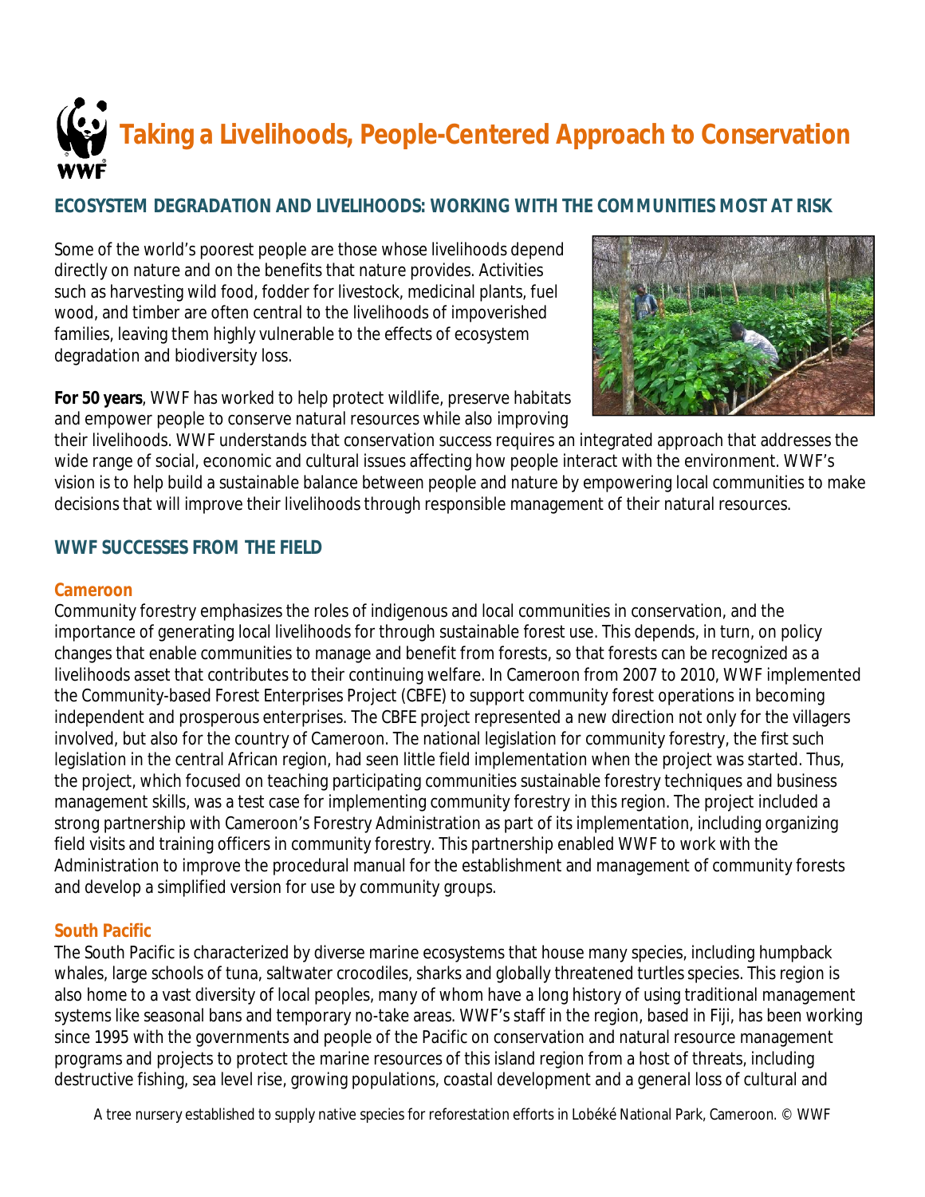# Taking a Livelihoods, People-Centered Approach to Conservation

## ECOSYSTEM DEGRADATION AND LIVELIHOODS: WORKING WITH THE COMMUNITIES MOST AT RISK

Some of the world's poorest people are those whose livelihoods depend directly on nature and on the benefits that nature provides. Activities such as harvesting wild food, fodder for livestock, medicinal plants, fuel wood, and timber are often central to the livelihoods of impoverished families, leaving them highly vulnerable to the effects of ecosystem degradation and biodiversity loss.

**For 50 years**, WWF has worked to help protect wildlife, preserve habitats and empower people to conserve natural resources while also improving their livelihoods. WWF understands that conservation success requires an integrated approach that addresses the wide range of social, economic and cultural issues affecting how people interact with the environment. WWF's vision is to help build a sustainable balance between people and nature by empowering local communities to make decisions that will improve their livelihoods through responsible management of their natural resources.

## WWF SUCCESSES FROM THE FIELD

### Cameroon

Community forestry emphasizes the roles of indigenous and local communities in conservation, and the importance of generating local livelihoods for through sustainable forest use. This depends, in turn, on policy changes that enable communities to manage and benefit from forests, so that forests can be recognized as a livelihoods asset that contributes to their continuing welfare. In Cameroon from 2007 to 2010, WWF implemented the Community-based Forest Enterprises Project (CBFE) to support community forest operations in becoming independent and prosperous enterprises. The CBFE project represented a new direction not only for the villagers involved, but also for the country of Cameroon. The national legislation for community forestry, the first such legislation in the central African region, had seen little field implementation when the project was started. Thus, the project, which focused on teaching participating communities sustainable forestry techniques and business management skills, was a test case for implementing community forestry in this region. The project included a strong partnership with Cameroon's Forestry Administration as part of its implementation, including organizing field visits and training officers in community forestry. This partnership enabled WWF to work with the Administration to improve the procedural manual for the establishment and management of community forests and develop a simplified version for use by community groups.

### South Pacific

The South Pacific is characterized by diverse marine ecosystems that house many species, including humpback whales, large schools of tuna, saltwater crocodiles, sharks and globally threatened turtles species. This region is also home to a vast diversity of local peoples, many of whom have a long history of using traditional management systems like seasonal bans and temporary no-take areas. WWF's staff in the region, based in Fiji, has been working since 1995 with the governments and people of the Pacific on conservation and natural resource management programs and projects to protect the marine resources of this island region from a host of threats, including destructive fishing, sea level rise, growing populations, coastal development and a general loss of cultural and

A tree nursery established to supply native species for reforestation efforts in Lobéké National Park, Cameroon. © WWF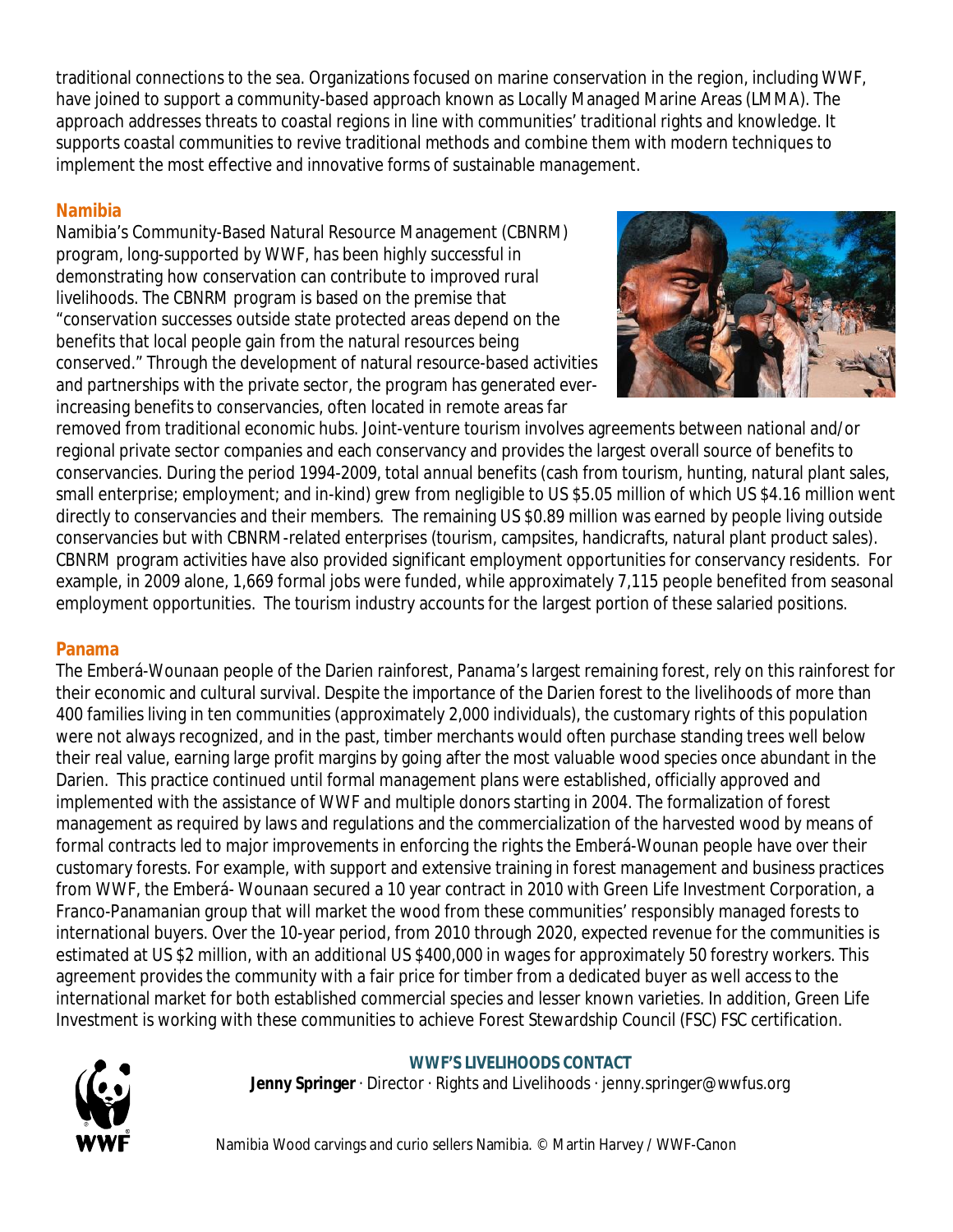traditional connections to the sea. Organizations focused on marine conservation in the region, including WWF, have joined to support a community-based approach known as Locally Managed Marine Areas (LMMA). The approach addresses threats to coastal regions in line with communities' traditional rights and knowledge. It supports coastal communities to revive traditional methods and combine them with modern techniques to implement the most effective and innovative forms of sustainable management.

## Namibia

Namibia's Community-Based Natural Resource Management (CBNRM) program, long-supported by WWF, has been highly successful in demonstrating how conservation can contribute to improved rural livelihoods. The CBNRM program is based on the premise that "conservation successes outside state protected areas depend on the benefits that local people gain from the natural resources being conserved." Through the development of natural resource-based activities and partnerships with the private sector, the program has generated ever-increasing benefits to conservancies, often located in remote areas far removed from traditional economic hubs. Joint-venture tourism involves agreements between national and/or regional private sector companies and each conservancy and provides the largest overall source of benefits to conservancies. During the period 1994-2009, total annual benefits (cash from tourism, hunting, natural plant sales, small enterprise; employment; and in-kind) grew from negligible to US $5.05 million of which US $4.16 million went directly to conservancies and their members. The remaining US $0.89 million was earned by people living outside conservancies but with CBNRM-related enterprises (tourism, campsites, handicrafts, natural plant product sales). CBNRM program activities have also provided significant employment opportunities for conservancy residents. For example, in 2009 alone, 1,669 formal jobs were funded, while approximately 7,115 people benefited from seasonal employment opportunities. The tourism industry accounts for the largest portion of these salaried positions.

## Panama

The Emberá-Wounaan people of the Darien rainforest, Panama's largest remaining forest, rely on this rainforest for their economic and cultural survival. Despite the importance of the Darien forest to the livelihoods of more than 400 families living in ten communities (approximately 2,000 individuals), the customary rights of this population were not always recognized, and in the past, timber merchants would often purchase standing trees well below their real value, earning large profit margins by going after the most valuable wood species once abundant in the Darien. This practice continued until formal management plans were established, officially approved and implemented with the assistance of WWF and multiple donors starting in 2004. The formalization of forest management as required by laws and regulations and the commercialization of the harvested wood by means of formal contracts led to major improvements in enforcing the rights the Emberá-Wounan people have over their customary forests. For example, with support and extensive training in forest management and business practices from WWF, the Emberá- Wounaan secured a 10 year contract in 2010 with Green Life Investment Corporation, a Franco-Panamanian group that will market the wood from these communities' responsibly managed forests to international buyers. Over the 10-year period, from 2010 through 2020, expected revenue for the communities is estimated at US $2 million, with an additional US $400,000 in wages for approximately 50 forestry workers. This agreement provides the community with a fair price for timber from a dedicated buyer as well access to the international market for both established commercial species and lesser known varieties. In addition, Green Life Investment is working with these communities to achieve Forest Stewardship Council (FSC) FSC certification.

**WWF'S LIVELIHOODS CONTACT**

**Jenny Springer** · Director · Rights and Livelihoods · jenny.springer@wwfus.org

Namibia Wood carvings and curio sellers Namibia. © Martin Harvey / WWF-Canon